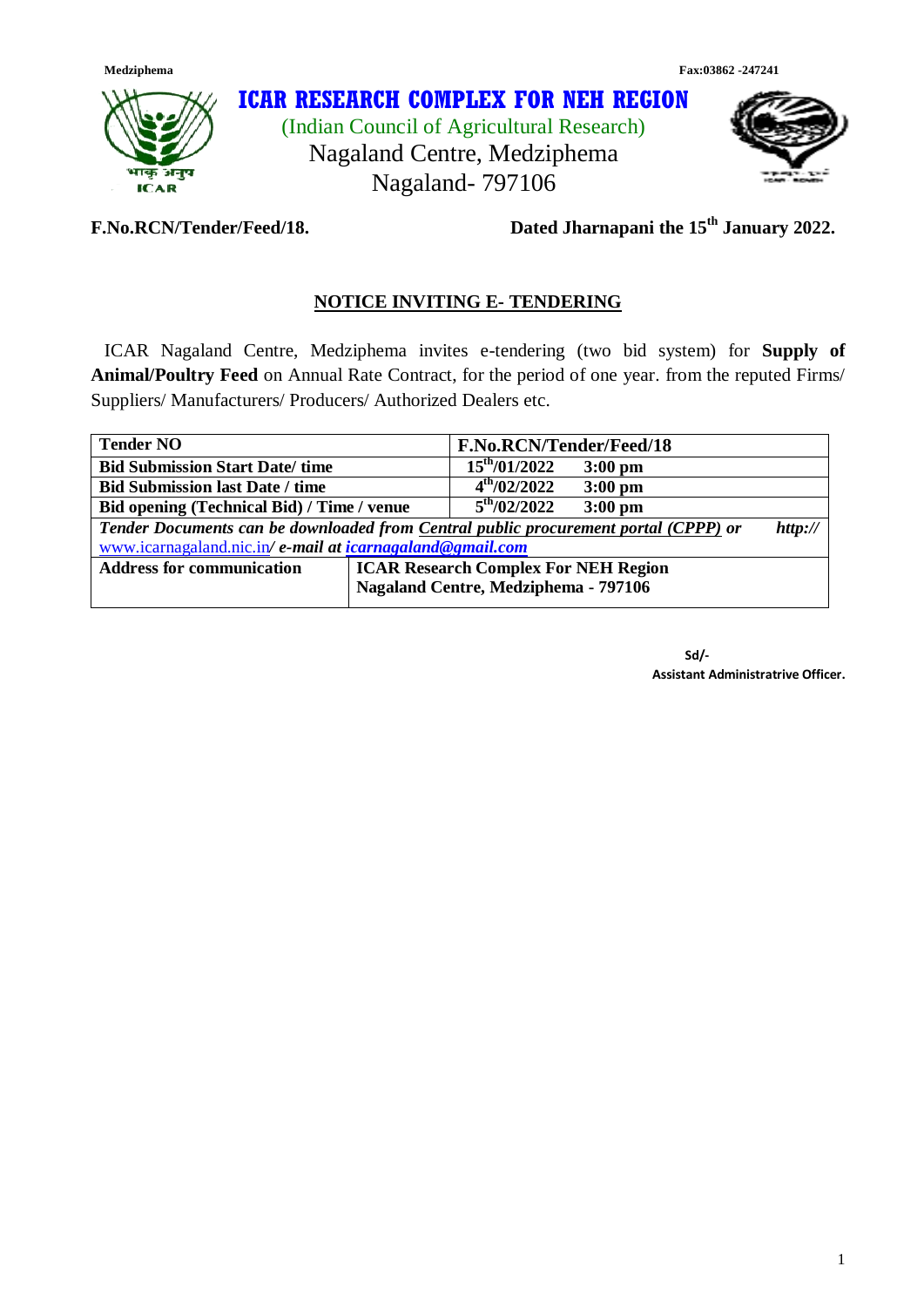Medziphema Fax:03862 -247241

# ICAR RESEARCH COMPLEX FOR NEH REGION

(Indian Council of Agricultural Research)

Nagaland Centre, Medziphema

Nagaland- 797106

**F.No.RCN/Tender/Feed/18.** **Dated Jharnapani the 15th January 2022.**

## NOTICE INVITING E- TENDERING

ICAR Nagaland Centre, Medziphema invites e-tendering (two bid system) for **Supply of Animal/Poultry Feed** on Annual Rate Contract, for the period of one year. from the reputed Firms/ Suppliers/ Manufacturers/ Producers/ Authorized Dealers etc.

| **Tender NO** | **F.No.RCN/Tender/Feed/18** |
|---|---|
| **Bid Submission Start Date/ time** | **15th/01/2022 3:00 pm** |
| **Bid Submission last Date / time** | **4th/02/2022 3:00 pm** |
| **Bid opening (Technical Bid) / Time / venue** | **5th/02/2022 3:00 pm** |
| ***Tender Documents can be downloaded from Central public procurement portal (CPPP) or http:// www.icarnagaland.nic.in/ e-mail at icarnagaland@gmail.com*** | |
| **Address for communication** | **ICAR Research Complex For NEH Region Nagaland Centre, Medziphema - 797106** |

**Sd/-**

**Assistant Administratrive Officer.**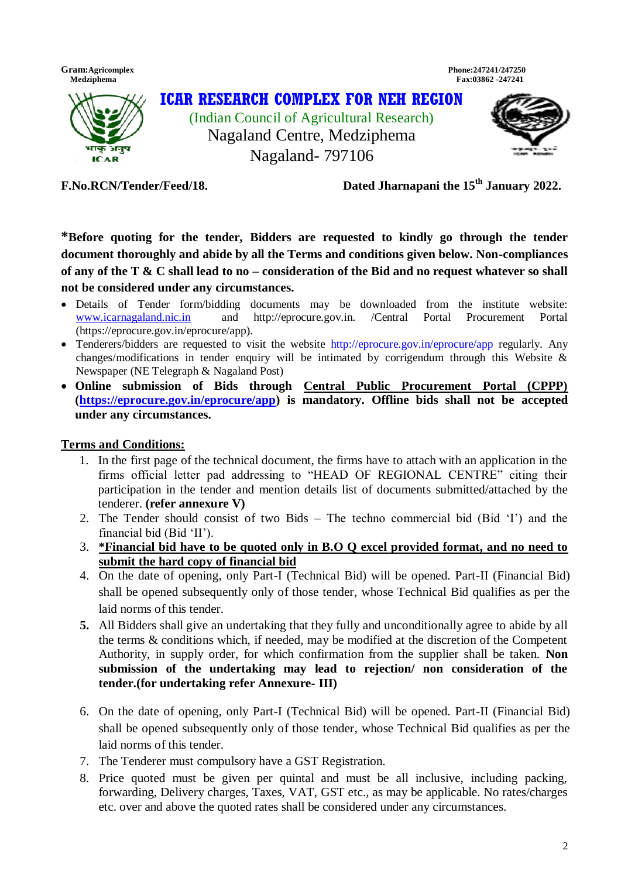Gram:Agricomplex Medziphema

Phone:247241/247250
Fax:03862 -247241

# ICAR RESEARCH COMPLEX FOR NEH REGION

(Indian Council of Agricultural Research)

Nagaland Centre, Medziphema

Nagaland- 797106

**F.No.RCN/Tender/Feed/18.** **Dated Jharnapani the 15th January 2022.**

***Before quoting for the tender, Bidders are requested to kindly go through the tender document thoroughly and abide by all the Terms and conditions given below. Non-compliances of any of the T & C shall lead to no – consideration of the Bid and no request whatever so shall not be considered under any circumstances.**

- Details of Tender form/bidding documents may be downloaded from the institute website: www.icarnagaland.nic.in and http://eprocure.gov.in. /Central Portal Procurement Portal (https://eprocure.gov.in/eprocure/app).
- Tenderers/bidders are requested to visit the website http://eprocure.gov.in/eprocure/app regularly. Any changes/modifications in tender enquiry will be intimated by corrigendum through this Website & Newspaper (NE Telegraph & Nagaland Post)
- **Online submission of Bids through <u>Central Public Procurement Portal (CPPP)</u> (<u>https://eprocure.gov.in/eprocure/app</u>) is mandatory. Offline bids shall not be accepted under any circumstances.**

## <u>Terms and Conditions:</u>

1. In the first page of the technical document, the firms have to attach with an application in the firms official letter pad addressing to "HEAD OF REGIONAL CENTRE" citing their participation in the tender and mention details list of documents submitted/attached by the tenderer. **(refer annexure V)**
2. The Tender should consist of two Bids – The techno commercial bid (Bid 'I') and the financial bid (Bid 'II').
3. **<u>*Financial bid have to be quoted only in B.O Q excel provided format, and no need to submit the hard copy of financial bid</u>**
4. On the date of opening, only Part-I (Technical Bid) will be opened. Part-II (Financial Bid) shall be opened subsequently only of those tender, whose Technical Bid qualifies as per the laid norms of this tender.
5. All Bidders shall give an undertaking that they fully and unconditionally agree to abide by all the terms & conditions which, if needed, may be modified at the discretion of the Competent Authority, in supply order, for which confirmation from the supplier shall be taken. **Non submission of the undertaking may lead to rejection/ non consideration of the tender.(for undertaking refer Annexure- III)**
6. On the date of opening, only Part-I (Technical Bid) will be opened. Part-II (Financial Bid) shall be opened subsequently only of those tender, whose Technical Bid qualifies as per the laid norms of this tender.
7. The Tenderer must compulsory have a GST Registration.
8. Price quoted must be given per quintal and must be all inclusive, including packing, forwarding, Delivery charges, Taxes, VAT, GST etc., as may be applicable. No rates/charges etc. over and above the quoted rates shall be considered under any circumstances.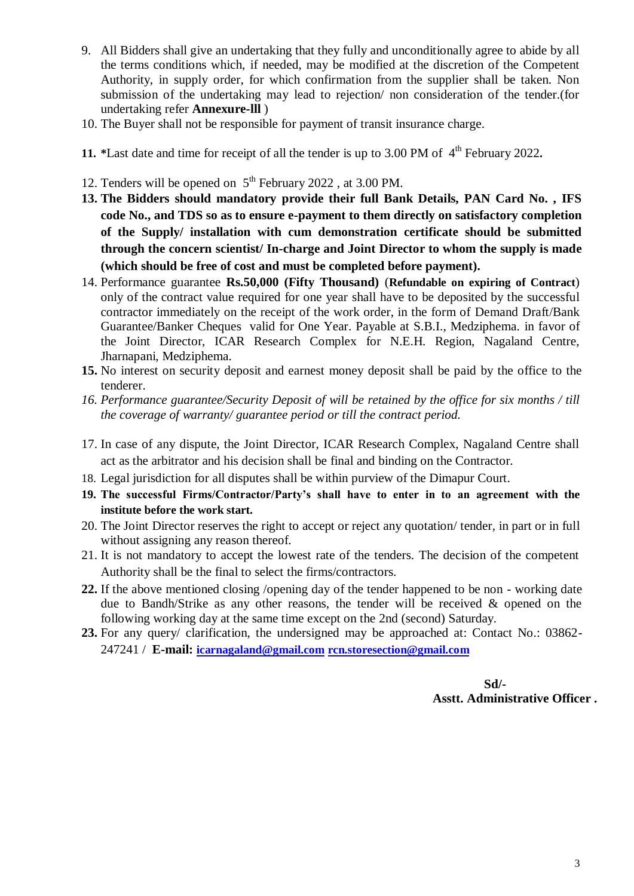9. All Bidders shall give an undertaking that they fully and unconditionally agree to abide by all the terms conditions which, if needed, may be modified at the discretion of the Competent Authority, in supply order, for which confirmation from the supplier shall be taken. Non submission of the undertaking may lead to rejection/ non consideration of the tender.(for undertaking refer **Annexure-lll** )
10. The Buyer shall not be responsible for payment of transit insurance charge.
11. ***Last date and time for receipt of all the tender is up to 3.00 PM of 4th February 2022.**
12. Tenders will be opened on 5th February 2022 , at 3.00 PM.
13. **The Bidders should mandatory provide their full Bank Details, PAN Card No. , IFS code No., and TDS so as to ensure e-payment to them directly on satisfactory completion of the Supply/ installation with cum demonstration certificate should be submitted through the concern scientist/ In-charge and Joint Director to whom the supply is made (which should be free of cost and must be completed before payment).**
14. Performance guarantee **Rs.50,000 (Fifty Thousand)** (**Refundable on expiring of Contract**) only of the contract value required for one year shall have to be deposited by the successful contractor immediately on the receipt of the work order, in the form of Demand Draft/Bank Guarantee/Banker Cheques valid for One Year. Payable at S.B.I., Medziphema. in favor of the Joint Director, ICAR Research Complex for N.E.H. Region, Nagaland Centre, Jharnapani, Medziphema.
15. No interest on security deposit and earnest money deposit shall be paid by the office to the tenderer.
16. *Performance guarantee/Security Deposit of will be retained by the office for six months / till the coverage of warranty/ guarantee period or till the contract period.*
17. In case of any dispute, the Joint Director, ICAR Research Complex, Nagaland Centre shall act as the arbitrator and his decision shall be final and binding on the Contractor.
18. Legal jurisdiction for all disputes shall be within purview of the Dimapur Court.
19. **The successful Firms/Contractor/Party's shall have to enter in to an agreement with the institute before the work start.**
20. The Joint Director reserves the right to accept or reject any quotation/ tender, in part or in full without assigning any reason thereof.
21. It is not mandatory to accept the lowest rate of the tenders. The decision of the competent Authority shall be the final to select the firms/contractors.
22. If the above mentioned closing /opening day of the tender happened to be non - working date due to Bandh/Strike as any other reasons, the tender will be received & opened on the following working day at the same time except on the 2nd (second) Saturday.
23. For any query/ clarification, the undersigned may be approached at: Contact No.: 03862-247241 / **E-mail:** **icarnagaland@gmail.com** **rcn.storesection@gmail.com**

**Sd/-**
**Asstt. Administrative Officer .**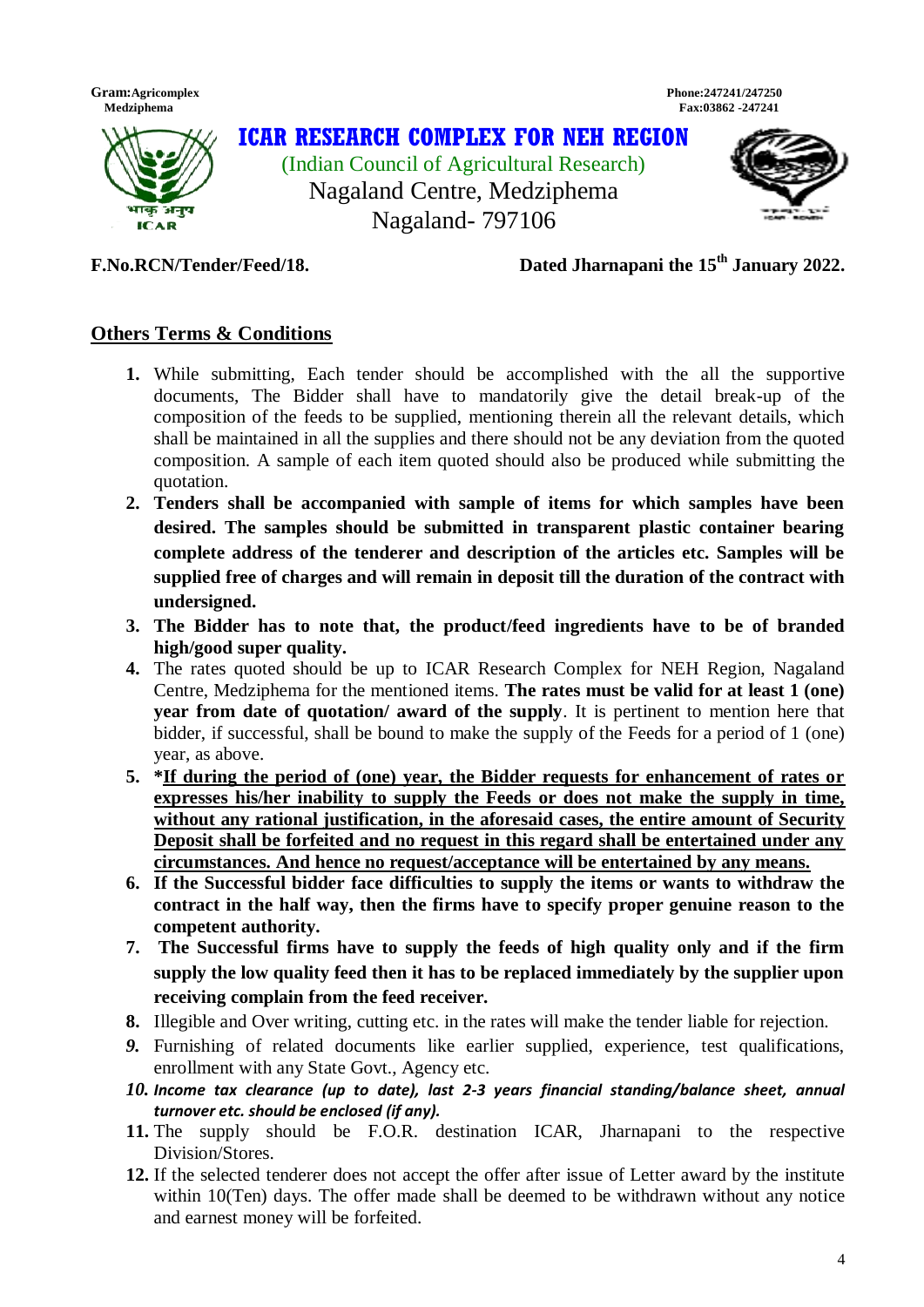Gram:Agricomplex
Medziphema

Phone:247241/247250
Fax:03862 -247241

# ICAR RESEARCH COMPLEX FOR NEH REGION

(Indian Council of Agricultural Research)
Nagaland Centre, Medziphema
Nagaland- 797106

**F.No.RCN/Tender/Feed/18.** **Dated Jharnapani the 15th January 2022.**

## Others Terms & Conditions

1. While submitting, Each tender should be accomplished with the all the supportive documents, The Bidder shall have to mandatorily give the detail break-up of the composition of the feeds to be supplied, mentioning therein all the relevant details, which shall be maintained in all the supplies and there should not be any deviation from the quoted composition. A sample of each item quoted should also be produced while submitting the quotation.
2. **Tenders shall be accompanied with sample of items for which samples have been desired. The samples should be submitted in transparent plastic container bearing complete address of the tenderer and description of the articles etc. Samples will be supplied free of charges and will remain in deposit till the duration of the contract with undersigned.**
3. **The Bidder has to note that, the product/feed ingredients have to be of branded high/good super quality.**
4. The rates quoted should be up to ICAR Research Complex for NEH Region, Nagaland Centre, Medziphema for the mentioned items. **The rates must be valid for at least 1 (one) year from date of quotation/ award of the supply**. It is pertinent to mention here that bidder, if successful, shall be bound to make the supply of the Feeds for a period of 1 (one) year, as above.
5. **\*<u>If during the period of (one) year, the Bidder requests for enhancement of rates or expresses his/her inability to supply the Feeds or does not make the supply in time, without any rational justification, in the aforesaid cases, the entire amount of Security Deposit shall be forfeited and no request in this regard shall be entertained under any circumstances. And hence no request/acceptance will be entertained by any means.</u>**
6. **If the Successful bidder face difficulties to supply the items or wants to withdraw the contract in the half way, then the firms have to specify proper genuine reason to the competent authority.**
7. **The Successful firms have to supply the feeds of high quality only and if the firm supply the low quality feed then it has to be replaced immediately by the supplier upon receiving complain from the feed receiver.**
8. Illegible and Over writing, cutting etc. in the rates will make the tender liable for rejection.
9. Furnishing of related documents like earlier supplied, experience, test qualifications, enrollment with any State Govt., Agency etc.
10. ***Income tax clearance (up to date), last 2-3 years financial standing/balance sheet, annual turnover etc. should be enclosed (if any).***
11. The supply should be F.O.R. destination ICAR, Jharnapani to the respective Division/Stores.
12. If the selected tenderer does not accept the offer after issue of Letter award by the institute within 10(Ten) days. The offer made shall be deemed to be withdrawn without any notice and earnest money will be forfeited.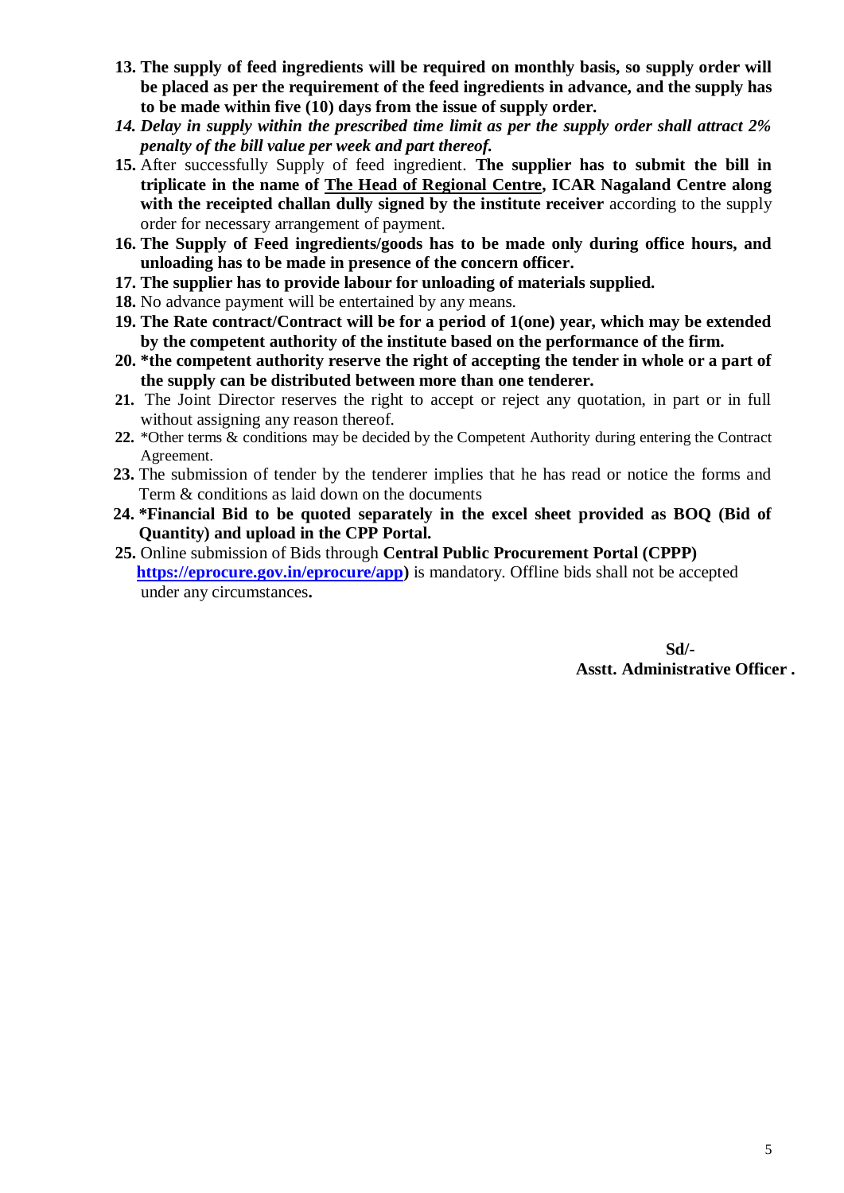13. **The supply of feed ingredients will be required on monthly basis, so supply order will be placed as per the requirement of the feed ingredients in advance, and the supply has to be made within five (10) days from the issue of supply order.**
14. ***Delay in supply within the prescribed time limit as per the supply order shall attract 2% penalty of the bill value per week and part thereof.***
15. After successfully Supply of feed ingredient. **The supplier has to submit the bill in triplicate in the name of <u>The Head of Regional Centre</u>, ICAR Nagaland Centre along with the receipted challan dully signed by the institute receiver** according to the supply order for necessary arrangement of payment.
16. **The Supply of Feed ingredients/goods has to be made only during office hours, and unloading has to be made in presence of the concern officer.**
17. **The supplier has to provide labour for unloading of materials supplied.**
18. No advance payment will be entertained by any means.
19. **The Rate contract/Contract will be for a period of 1(one) year, which may be extended by the competent authority of the institute based on the performance of the firm.**
20. **\*the competent authority reserve the right of accepting the tender in whole or a part of the supply can be distributed between more than one tenderer.**
21. The Joint Director reserves the right to accept or reject any quotation, in part or in full without assigning any reason thereof.
22. \*Other terms & conditions may be decided by the Competent Authority during entering the Contract Agreement.
23. The submission of tender by the tenderer implies that he has read or notice the forms and Term & conditions as laid down on the documents
24. **\*Financial Bid to be quoted separately in the excel sheet provided as BOQ (Bid of Quantity) and upload in the CPP Portal.**
25. Online submission of Bids through **Central Public Procurement Portal (CPPP) [https://eprocure.gov.in/eprocure/app](https://eprocure.gov.in/eprocure/app))** is mandatory. Offline bids shall not be accepted under any circumstances**.**

**Sd/-**
**Asstt. Administrative Officer .**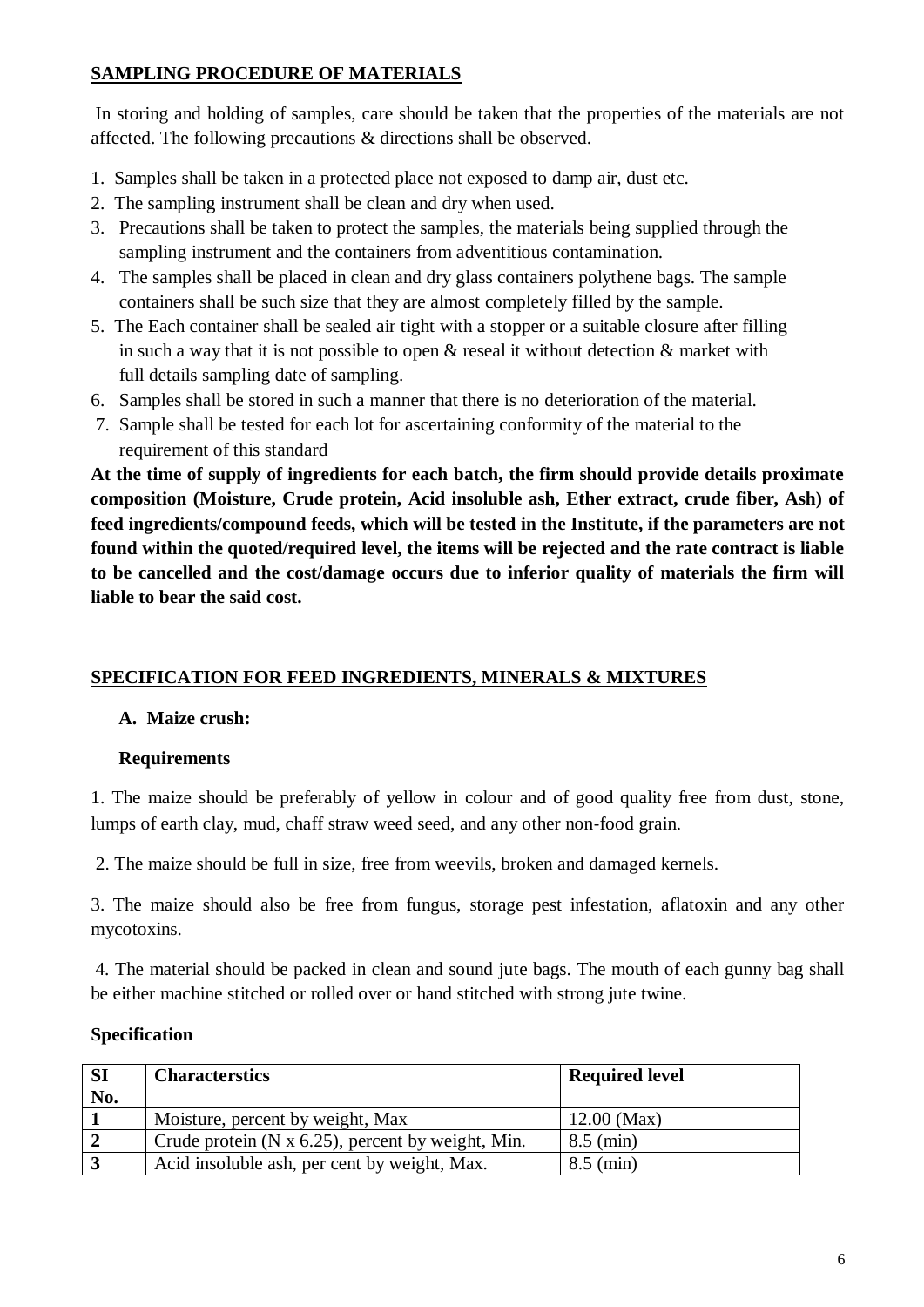## SAMPLING PROCEDURE OF MATERIALS

In storing and holding of samples, care should be taken that the properties of the materials are not affected. The following precautions & directions shall be observed.

1. Samples shall be taken in a protected place not exposed to damp air, dust etc.
2. The sampling instrument shall be clean and dry when used.
3. Precautions shall be taken to protect the samples, the materials being supplied through the sampling instrument and the containers from adventitious contamination.
4. The samples shall be placed in clean and dry glass containers polythene bags. The sample containers shall be such size that they are almost completely filled by the sample.
5. The Each container shall be sealed air tight with a stopper or a suitable closure after filling in such a way that it is not possible to open & reseal it without detection & market with full details sampling date of sampling.
6. Samples shall be stored in such a manner that there is no deterioration of the material.
7. Sample shall be tested for each lot for ascertaining conformity of the material to the requirement of this standard

**At the time of supply of ingredients for each batch, the firm should provide details proximate composition (Moisture, Crude protein, Acid insoluble ash, Ether extract, crude fiber, Ash) of feed ingredients/compound feeds, which will be tested in the Institute, if the parameters are not found within the quoted/required level, the items will be rejected and the rate contract is liable to be cancelled and the cost/damage occurs due to inferior quality of materials the firm will liable to bear the said cost.**

## SPECIFICATION FOR FEED INGREDIENTS, MINERALS & MIXTURES

### A. Maize crush:

**Requirements**

1. The maize should be preferably of yellow in colour and of good quality free from dust, stone, lumps of earth clay, mud, chaff straw weed seed, and any other non-food grain.

2. The maize should be full in size, free from weevils, broken and damaged kernels.

3. The maize should also be free from fungus, storage pest infestation, aflatoxin and any other mycotoxins.

4. The material should be packed in clean and sound jute bags. The mouth of each gunny bag shall be either machine stitched or rolled over or hand stitched with strong jute twine.

**Specification**

| SI No. | Characterstics | Required level |
|---|---|---|
| 1 | Moisture, percent by weight, Max | 12.00 (Max) |
| 2 | Crude protein (N x 6.25), percent by weight, Min. | 8.5 (min) |
| 3 | Acid insoluble ash, per cent by weight, Max. | 8.5 (min) |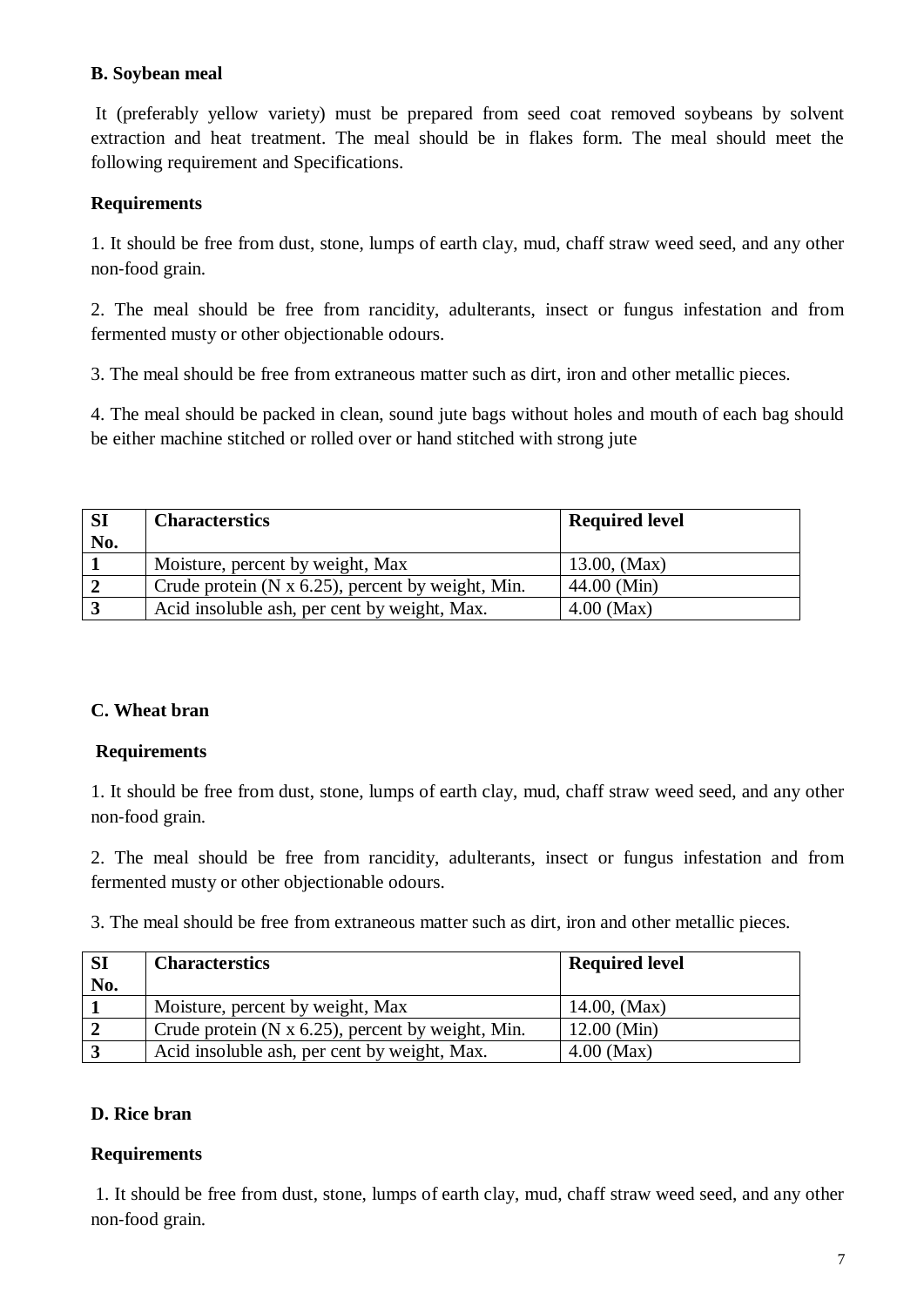### B. Soybean meal

It (preferably yellow variety) must be prepared from seed coat removed soybeans by solvent extraction and heat treatment. The meal should be in flakes form. The meal should meet the following requirement and Specifications.

**Requirements**

1. It should be free from dust, stone, lumps of earth clay, mud, chaff straw weed seed, and any other non-food grain.

2. The meal should be free from rancidity, adulterants, insect or fungus infestation and from fermented musty or other objectionable odours.

3. The meal should be free from extraneous matter such as dirt, iron and other metallic pieces.

4. The meal should be packed in clean, sound jute bags without holes and mouth of each bag should be either machine stitched or rolled over or hand stitched with strong jute

| SI No. | Characterstics | Required level |
|---|---|---|
| **1** | Moisture, percent by weight, Max | 13.00, (Max) |
| **2** | Crude protein (N x 6.25), percent by weight, Min. | 44.00 (Min) |
| **3** | Acid insoluble ash, per cent by weight, Max. | 4.00 (Max) |

### C. Wheat bran

**Requirements**

1. It should be free from dust, stone, lumps of earth clay, mud, chaff straw weed seed, and any other non-food grain.

2. The meal should be free from rancidity, adulterants, insect or fungus infestation and from fermented musty or other objectionable odours.

3. The meal should be free from extraneous matter such as dirt, iron and other metallic pieces.

| SI No. | Characterstics | Required level |
|---|---|---|
| **1** | Moisture, percent by weight, Max | 14.00, (Max) |
| **2** | Crude protein (N x 6.25), percent by weight, Min. | 12.00 (Min) |
| **3** | Acid insoluble ash, per cent by weight, Max. | 4.00 (Max) |

### D. Rice bran

**Requirements**

1. It should be free from dust, stone, lumps of earth clay, mud, chaff straw weed seed, and any other non-food grain.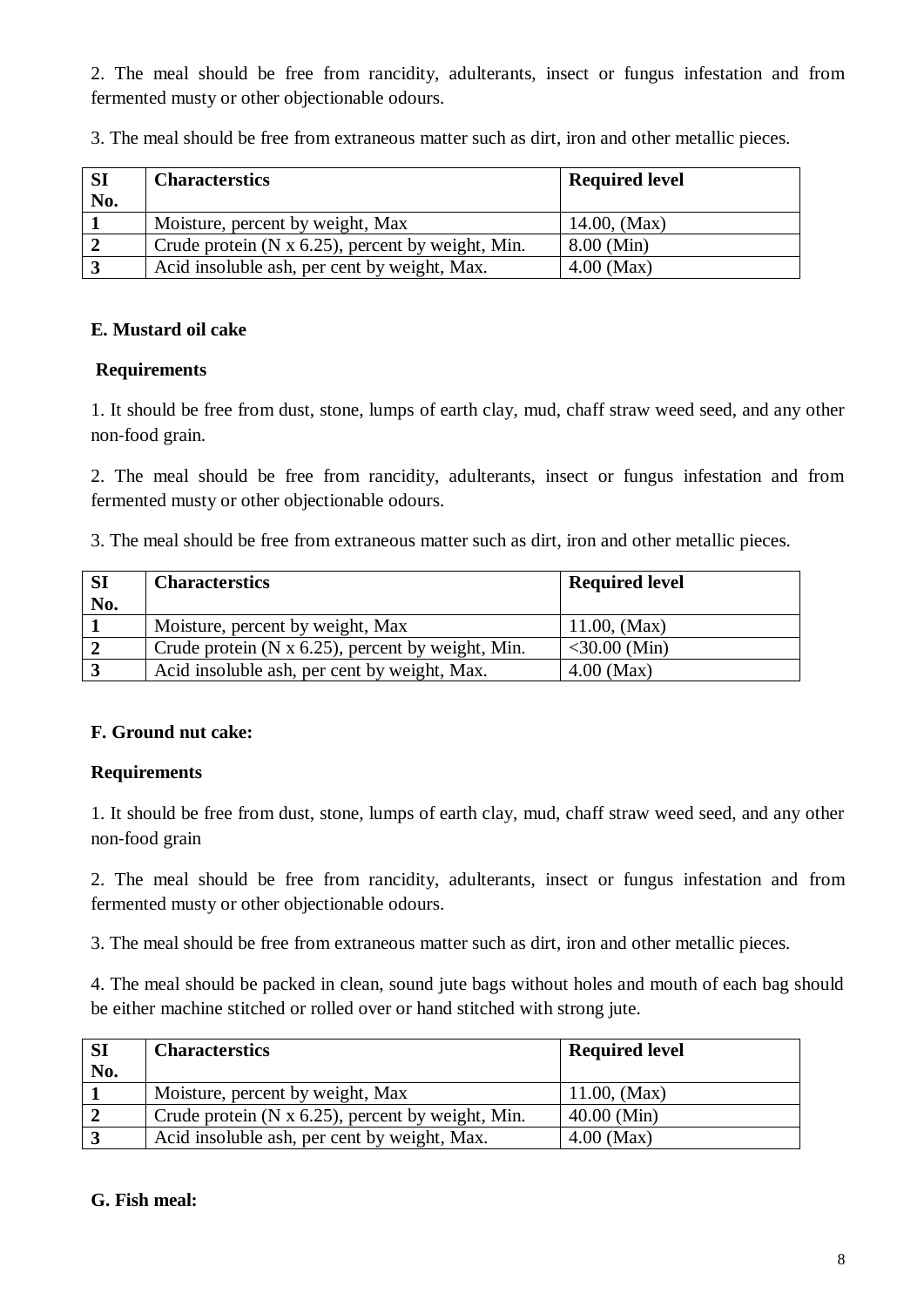2. The meal should be free from rancidity, adulterants, insect or fungus infestation and from fermented musty or other objectionable odours.

3. The meal should be free from extraneous matter such as dirt, iron and other metallic pieces.

| SI No. | Characterstics | Required level |
|---|---|---|
| 1 | Moisture, percent by weight, Max | 14.00, (Max) |
| 2 | Crude protein (N x 6.25), percent by weight, Min. | 8.00 (Min) |
| 3 | Acid insoluble ash, per cent by weight, Max. | 4.00 (Max) |

**E. Mustard oil cake**

**Requirements**

1. It should be free from dust, stone, lumps of earth clay, mud, chaff straw weed seed, and any other non-food grain.

2. The meal should be free from rancidity, adulterants, insect or fungus infestation and from fermented musty or other objectionable odours.

3. The meal should be free from extraneous matter such as dirt, iron and other metallic pieces.

| SI No. | Characterstics | Required level |
|---|---|---|
| 1 | Moisture, percent by weight, Max | 11.00, (Max) |
| 2 | Crude protein (N x 6.25), percent by weight, Min. | <30.00 (Min) |
| 3 | Acid insoluble ash, per cent by weight, Max. | 4.00 (Max) |

**F. Ground nut cake:**

**Requirements**

1. It should be free from dust, stone, lumps of earth clay, mud, chaff straw weed seed, and any other non-food grain

2. The meal should be free from rancidity, adulterants, insect or fungus infestation and from fermented musty or other objectionable odours.

3. The meal should be free from extraneous matter such as dirt, iron and other metallic pieces.

4. The meal should be packed in clean, sound jute bags without holes and mouth of each bag should be either machine stitched or rolled over or hand stitched with strong jute.

| SI No. | Characterstics | Required level |
|---|---|---|
| 1 | Moisture, percent by weight, Max | 11.00, (Max) |
| 2 | Crude protein (N x 6.25), percent by weight, Min. | 40.00 (Min) |
| 3 | Acid insoluble ash, per cent by weight, Max. | 4.00 (Max) |

**G. Fish meal:**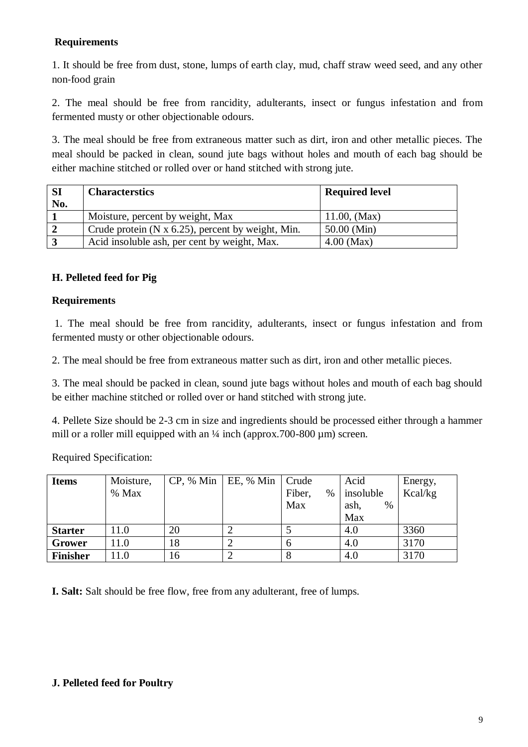**Requirements**

1. It should be free from dust, stone, lumps of earth clay, mud, chaff straw weed seed, and any other non-food grain

2. The meal should be free from rancidity, adulterants, insect or fungus infestation and from fermented musty or other objectionable odours.

3. The meal should be free from extraneous matter such as dirt, iron and other metallic pieces. The meal should be packed in clean, sound jute bags without holes and mouth of each bag should be either machine stitched or rolled over or hand stitched with strong jute.

| SI No. | Characterstics | Required level |
|---|---|---|
| 1 | Moisture, percent by weight, Max | 11.00, (Max) |
| 2 | Crude protein (N x 6.25), percent by weight, Min. | 50.00 (Min) |
| 3 | Acid insoluble ash, per cent by weight, Max. | 4.00 (Max) |

**H. Pelleted feed for Pig**

**Requirements**

1. The meal should be free from rancidity, adulterants, insect or fungus infestation and from fermented musty or other objectionable odours.

2. The meal should be free from extraneous matter such as dirt, iron and other metallic pieces.

3. The meal should be packed in clean, sound jute bags without holes and mouth of each bag should be either machine stitched or rolled over or hand stitched with strong jute.

4. Pellete Size should be 2-3 cm in size and ingredients should be processed either through a hammer mill or a roller mill equipped with an ¼ inch (approx.700-800 µm) screen.

Required Specification:

| Items | Moisture, % Max | CP, % Min | EE, % Min | Crude Fiber, % Max | Acid insoluble ash, % Max | Energy, Kcal/kg |
|---|---|---|---|---|---|---|
| **Starter** | 11.0 | 20 | 2 | 5 | 4.0 | 3360 |
| **Grower** | 11.0 | 18 | 2 | 6 | 4.0 | 3170 |
| **Finisher** | 11.0 | 16 | 2 | 8 | 4.0 | 3170 |

**I. Salt:** Salt should be free flow, free from any adulterant, free of lumps.

**J. Pelleted feed for Poultry**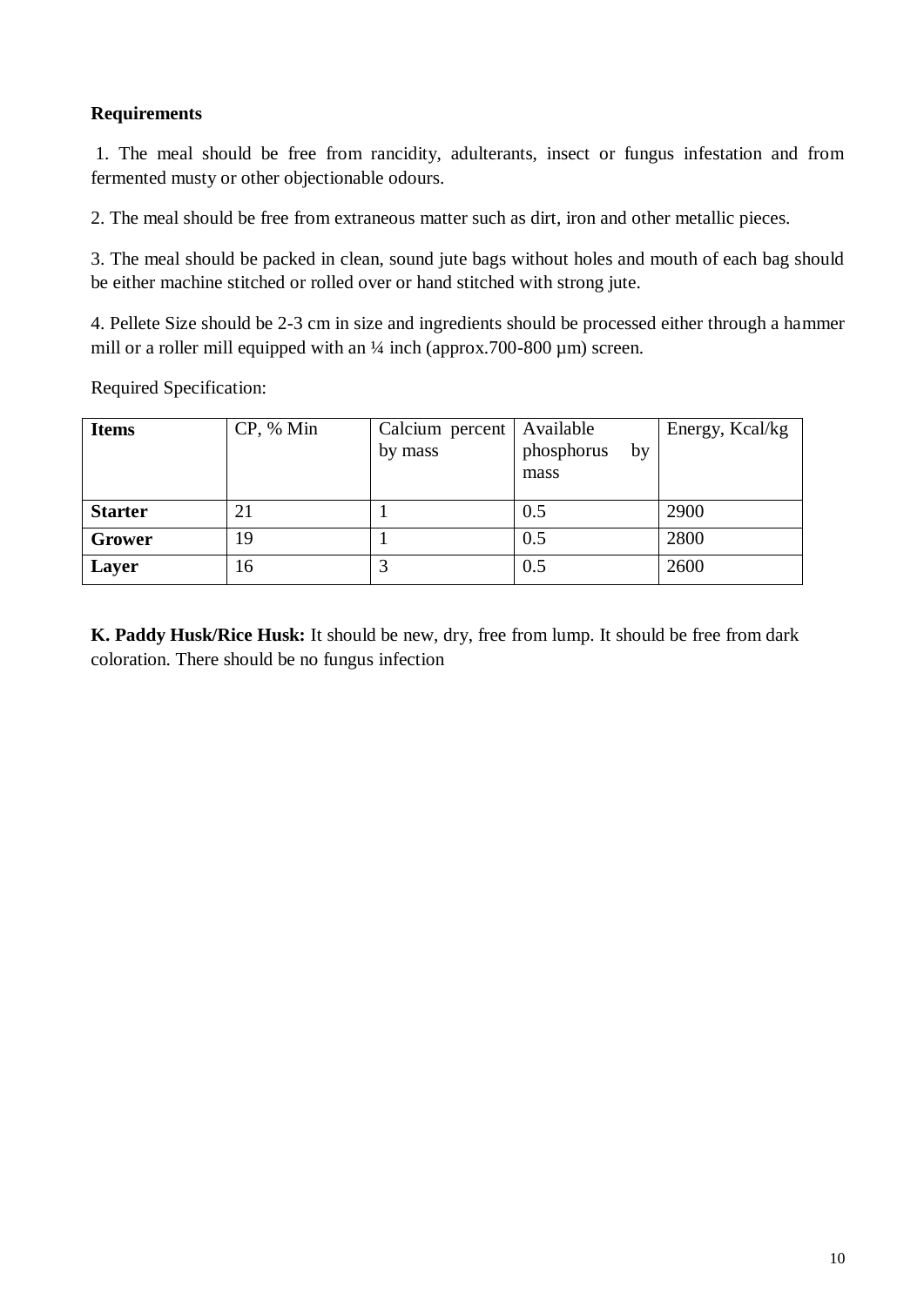**Requirements**

1. The meal should be free from rancidity, adulterants, insect or fungus infestation and from fermented musty or other objectionable odours.

2. The meal should be free from extraneous matter such as dirt, iron and other metallic pieces.

3. The meal should be packed in clean, sound jute bags without holes and mouth of each bag should be either machine stitched or rolled over or hand stitched with strong jute.

4. Pellete Size should be 2-3 cm in size and ingredients should be processed either through a hammer mill or a roller mill equipped with an ¼ inch (approx.700-800 µm) screen.

Required Specification:

| **Items** | CP, % Min | Calcium percent by mass | Available phosphorus by mass | Energy, Kcal/kg |
|---|---|---|---|---|
| **Starter** | 21 | 1 | 0.5 | 2900 |
| **Grower** | 19 | 1 | 0.5 | 2800 |
| **Layer** | 16 | 3 | 0.5 | 2600 |

**K. Paddy Husk/Rice Husk:** It should be new, dry, free from lump. It should be free from dark coloration. There should be no fungus infection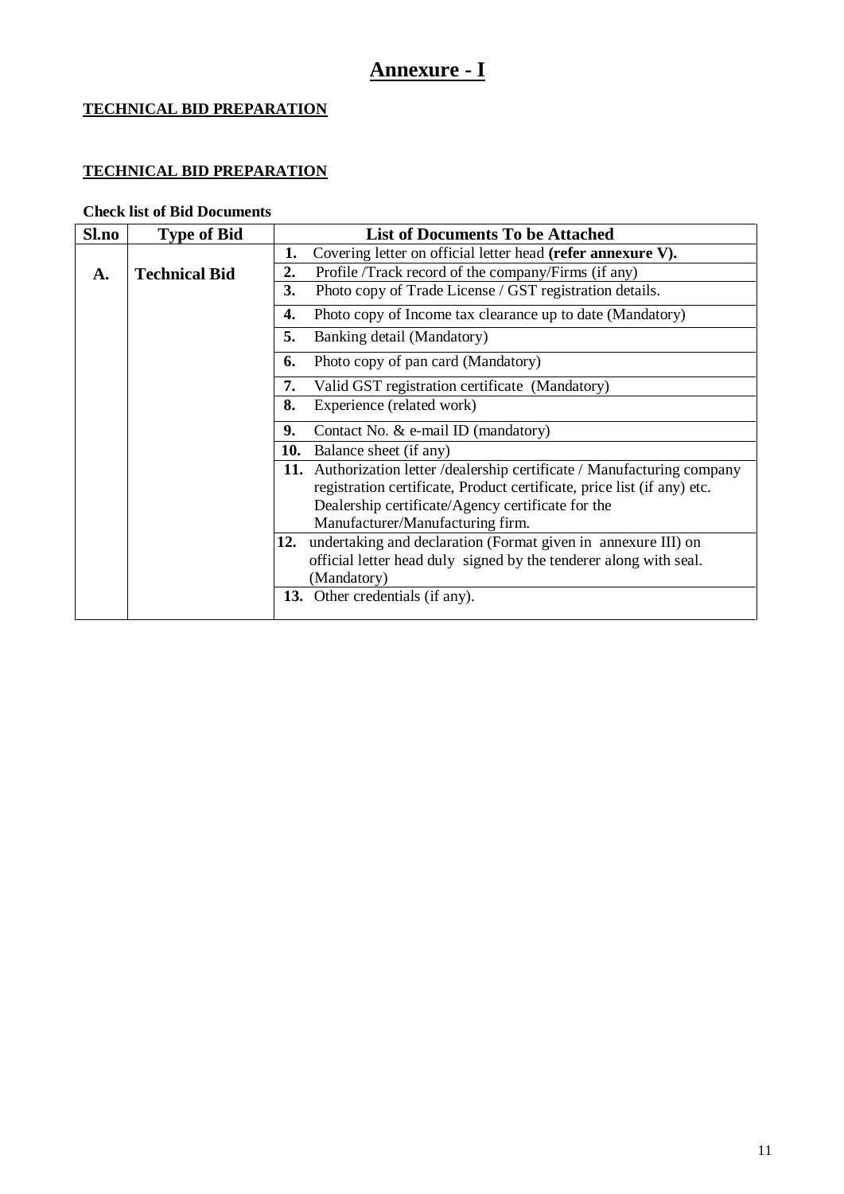# Annexure - I

**TECHNICAL BID PREPARATION**

**TECHNICAL BID PREPARATION**

**Check list of Bid Documents**

| Sl.no | Type of Bid | List of Documents To be Attached |
|---|---|---|
| A. | Technical Bid | **1.** Covering letter on official letter head **(refer annexure V).** |
| | | **2.** Profile /Track record of the company/Firms (if any) |
| | | **3.** Photo copy of Trade License / GST registration details. |
| | | **4.** Photo copy of Income tax clearance up to date (Mandatory) |
| | | **5.** Banking detail (Mandatory) |
| | | **6.** Photo copy of pan card (Mandatory) |
| | | **7.** Valid GST registration certificate (Mandatory) |
| | | **8.** Experience (related work) |
| | | **9.** Contact No. & e-mail ID (mandatory) |
| | | **10.** Balance sheet (if any) |
| | | **11.** Authorization letter /dealership certificate / Manufacturing company registration certificate, Product certificate, price list (if any) etc. Dealership certificate/Agency certificate for the Manufacturer/Manufacturing firm. |
| | | **12.** undertaking and declaration (Format given in annexure III) on official letter head duly signed by the tenderer along with seal. (Mandatory) |
| | | **13.** Other credentials (if any). |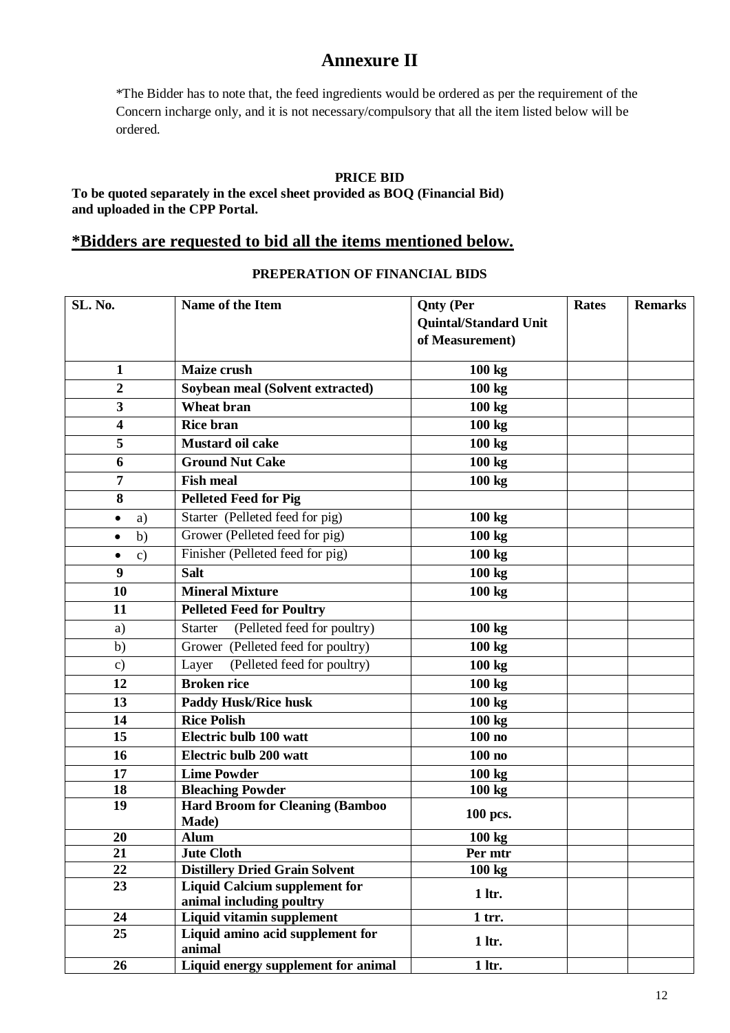# Annexure II

*The Bidder has to note that, the feed ingredients would be ordered as per the requirement of the Concern incharge only, and it is not necessary/compulsory that all the item listed below will be ordered.

**PRICE BID**

**To be quoted separately in the excel sheet provided as BOQ (Financial Bid) and uploaded in the CPP Portal.**

## *Bidders are requested to bid all the items mentioned below.

**PREPERATION OF FINANCIAL BIDS**

| SL. No. | Name of the Item | Qnty (Per Quintal/Standard Unit of Measurement) | Rates | Remarks |
|---|---|---|---|---|
| **1** | **Maize crush** | **100 kg** | | |
| **2** | **Soybean meal (Solvent extracted)** | **100 kg** | | |
| **3** | **Wheat bran** | **100 kg** | | |
| **4** | **Rice bran** | **100 kg** | | |
| **5** | **Mustard oil cake** | **100 kg** | | |
| **6** | **Ground Nut Cake** | **100 kg** | | |
| **7** | **Fish meal** | **100 kg** | | |
| **8** | **Pelleted Feed for Pig** | | | |
| • a) | Starter (Pelleted feed for pig) | **100 kg** | | |
| • b) | Grower (Pelleted feed for pig) | **100 kg** | | |
| • c) | Finisher (Pelleted feed for pig) | **100 kg** | | |
| **9** | **Salt** | **100 kg** | | |
| **10** | **Mineral Mixture** | **100 kg** | | |
| **11** | **Pelleted Feed for Poultry** | | | |
| a) | Starter (Pelleted feed for poultry) | **100 kg** | | |
| b) | Grower (Pelleted feed for poultry) | **100 kg** | | |
| c) | Layer (Pelleted feed for poultry) | **100 kg** | | |
| **12** | **Broken rice** | **100 kg** | | |
| **13** | **Paddy Husk/Rice husk** | **100 kg** | | |
| **14** | **Rice Polish** | **100 kg** | | |
| **15** | **Electric bulb 100 watt** | **100 no** | | |
| **16** | **Electric bulb 200 watt** | **100 no** | | |
| **17** | **Lime Powder** | **100 kg** | | |
| **18** | **Bleaching Powder** | **100 kg** | | |
| **19** | **Hard Broom for Cleaning (Bamboo Made)** | **100 pcs.** | | |
| **20** | **Alum** | **100 kg** | | |
| **21** | **Jute Cloth** | **Per mtr** | | |
| **22** | **Distillery Dried Grain Solvent** | **100 kg** | | |
| **23** | **Liquid Calcium supplement for animal including poultry** | **1 ltr.** | | |
| **24** | **Liquid vitamin supplement** | **1 trr.** | | |
| **25** | **Liquid amino acid supplement for animal** | **1 ltr.** | | |
| **26** | **Liquid energy supplement for animal** | **1 ltr.** | | |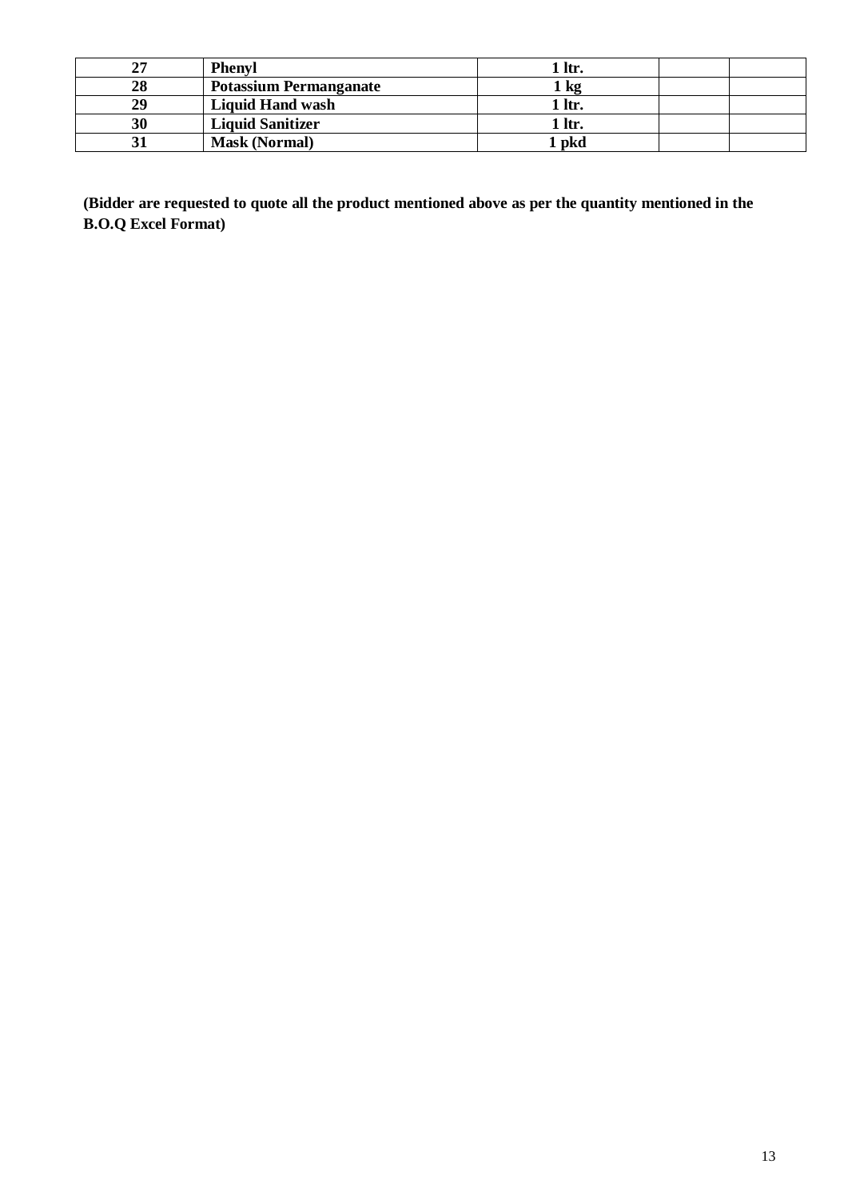| | | | | |
|---|---|---|---|---|
| **27** | **Phenyl** | **1 ltr.** | | |
| **28** | **Potassium Permanganate** | **1 kg** | | |
| **29** | **Liquid Hand wash** | **1 ltr.** | | |
| **30** | **Liquid Sanitizer** | **1 ltr.** | | |
| **31** | **Mask (Normal)** | **1 pkd** | | |

**(Bidder are requested to quote all the product mentioned above as per the quantity mentioned in the B.O.Q Excel Format)**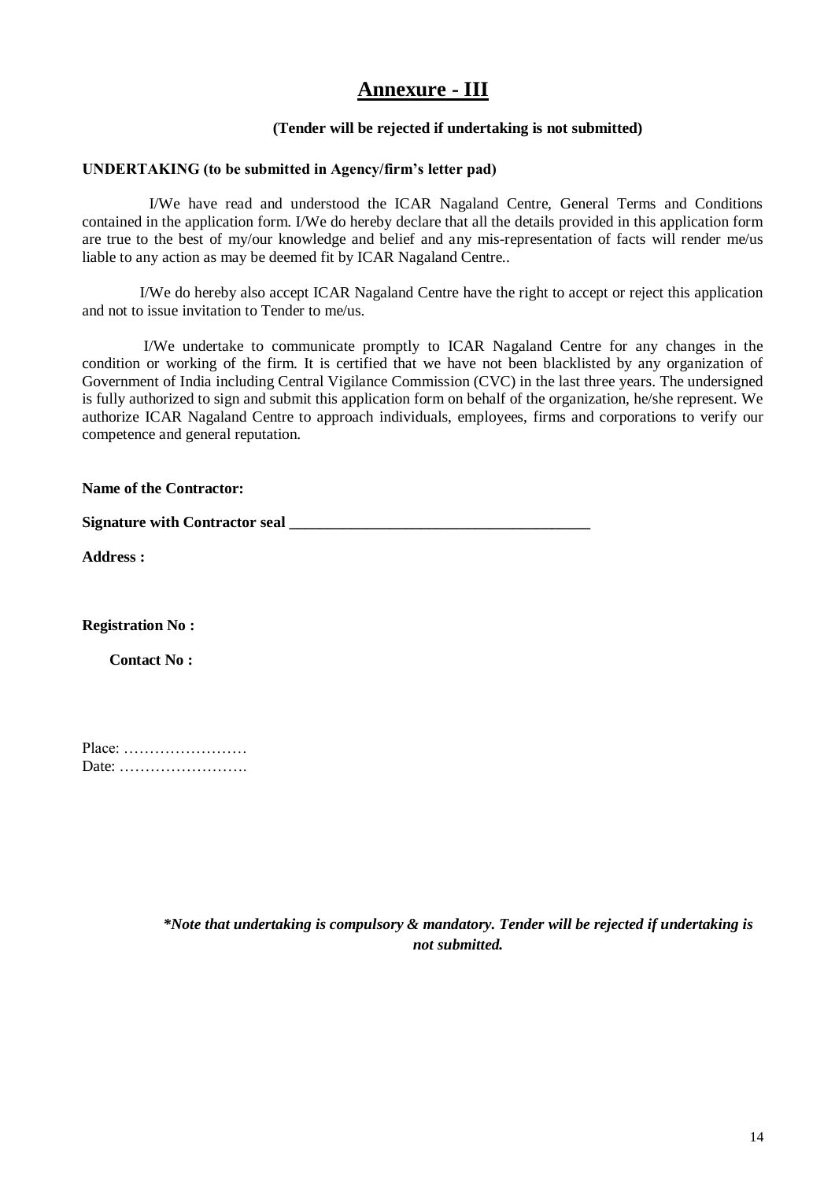# Annexure - III

**(Tender will be rejected if undertaking is not submitted)**

**UNDERTAKING (to be submitted in Agency/firm's letter pad)**

I/We have read and understood the ICAR Nagaland Centre, General Terms and Conditions contained in the application form. I/We do hereby declare that all the details provided in this application form are true to the best of my/our knowledge and belief and any mis-representation of facts will render me/us liable to any action as may be deemed fit by ICAR Nagaland Centre..

I/We do hereby also accept ICAR Nagaland Centre have the right to accept or reject this application and not to issue invitation to Tender to me/us.

I/We undertake to communicate promptly to ICAR Nagaland Centre for any changes in the condition or working of the firm. It is certified that we have not been blacklisted by any organization of Government of India including Central Vigilance Commission (CVC) in the last three years. The undersigned is fully authorized to sign and submit this application form on behalf of the organization, he/she represent. We authorize ICAR Nagaland Centre to approach individuals, employees, firms and corporations to verify our competence and general reputation.

**Name of the Contractor:**

**Signature with Contractor seal \_\_\_\_\_\_\_\_\_\_\_\_\_\_\_\_\_\_\_\_\_\_\_\_\_\_\_\_\_\_\_\_\_\_\_\_\_\_**

**Address :**

**Registration No :**

**Contact No :**

Place: ……………………
Date: …………………….

***Note that undertaking is compulsory & mandatory. Tender will be rejected if undertaking is not submitted.***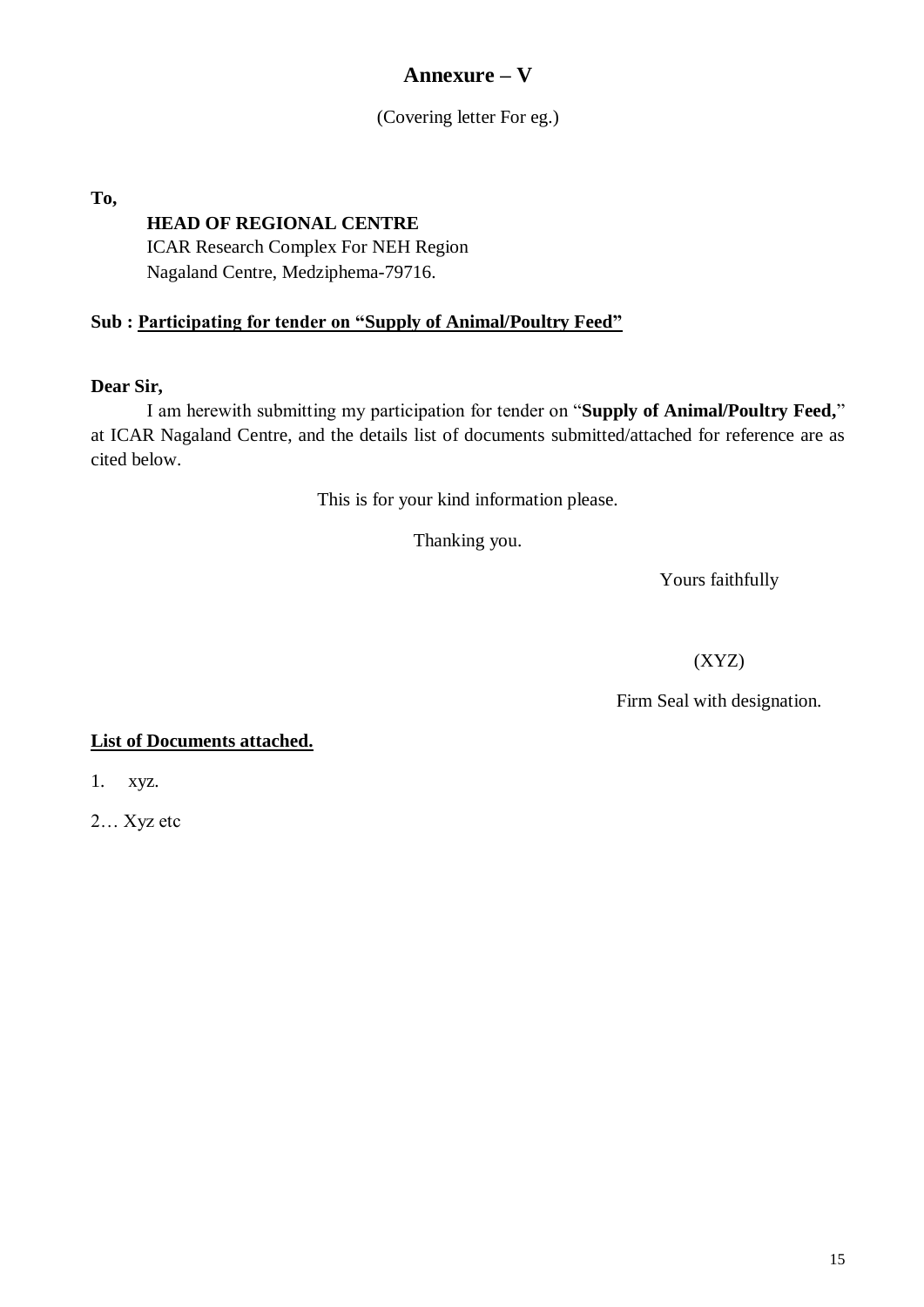# Annexure – V

(Covering letter For eg.)

**To,**

**HEAD OF REGIONAL CENTRE**
ICAR Research Complex For NEH Region
Nagaland Centre, Medziphema-79716.

**Sub : <u>Participating for tender on "Supply of Animal/Poultry Feed"</u>**

**Dear Sir,**

I am herewith submitting my participation for tender on "**Supply of Animal/Poultry Feed,**" at ICAR Nagaland Centre, and the details list of documents submitted/attached for reference are as cited below.

This is for your kind information please.

Thanking you.

Yours faithfully

(XYZ)

Firm Seal with designation.

**<u>List of Documents attached.</u>**

1. xyz.

2… Xyz etc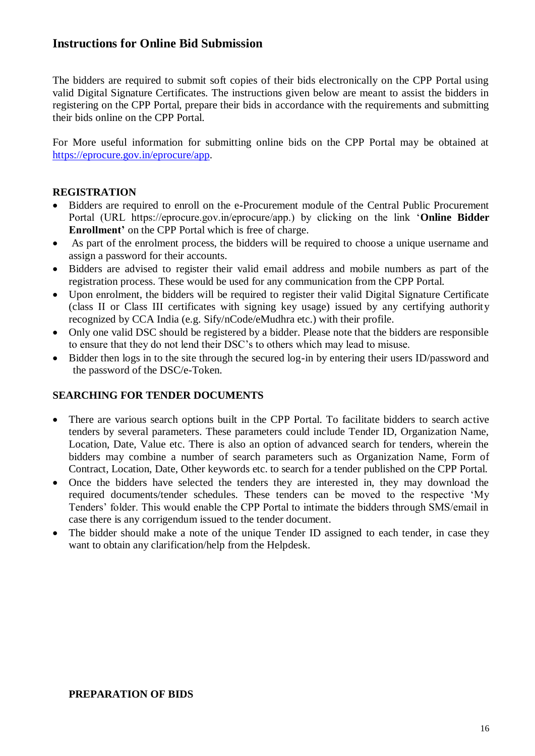## Instructions for Online Bid Submission

The bidders are required to submit soft copies of their bids electronically on the CPP Portal using valid Digital Signature Certificates. The instructions given below are meant to assist the bidders in registering on the CPP Portal, prepare their bids in accordance with the requirements and submitting their bids online on the CPP Portal.

For More useful information for submitting online bids on the CPP Portal may be obtained at [https://eprocure.gov.in/eprocure/app](https://eprocure.gov.in/eprocure/app).

### REGISTRATION

- Bidders are required to enroll on the e-Procurement module of the Central Public Procurement Portal (URL https://eprocure.gov.in/eprocure/app.) by clicking on the link '**Online Bidder Enrollment'** on the CPP Portal which is free of charge.
- As part of the enrolment process, the bidders will be required to choose a unique username and assign a password for their accounts.
- Bidders are advised to register their valid email address and mobile numbers as part of the registration process. These would be used for any communication from the CPP Portal.
- Upon enrolment, the bidders will be required to register their valid Digital Signature Certificate (class II or Class III certificates with signing key usage) issued by any certifying authority recognized by CCA India (e.g. Sify/nCode/eMudhra etc.) with their profile.
- Only one valid DSC should be registered by a bidder. Please note that the bidders are responsible to ensure that they do not lend their DSC's to others which may lead to misuse.
- Bidder then logs in to the site through the secured log-in by entering their users ID/password and the password of the DSC/e-Token.

### SEARCHING FOR TENDER DOCUMENTS

- There are various search options built in the CPP Portal. To facilitate bidders to search active tenders by several parameters. These parameters could include Tender ID, Organization Name, Location, Date, Value etc. There is also an option of advanced search for tenders, wherein the bidders may combine a number of search parameters such as Organization Name, Form of Contract, Location, Date, Other keywords etc. to search for a tender published on the CPP Portal.
- Once the bidders have selected the tenders they are interested in, they may download the required documents/tender schedules. These tenders can be moved to the respective 'My Tenders' folder. This would enable the CPP Portal to intimate the bidders through SMS/email in case there is any corrigendum issued to the tender document.
- The bidder should make a note of the unique Tender ID assigned to each tender, in case they want to obtain any clarification/help from the Helpdesk.

### PREPARATION OF BIDS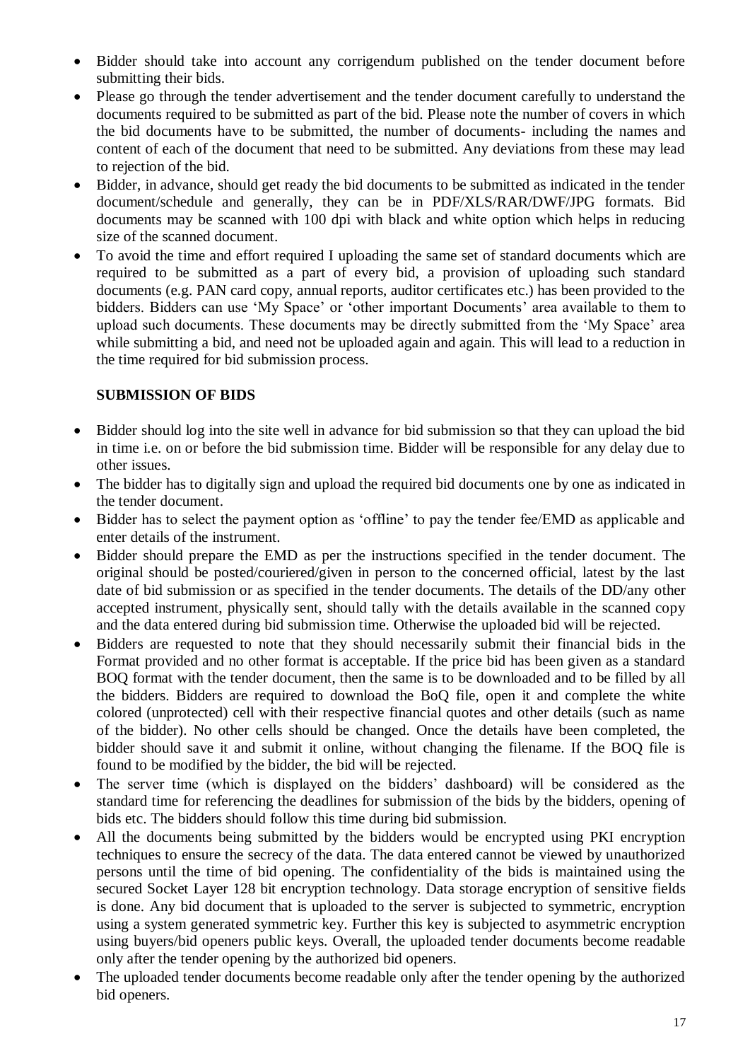- Bidder should take into account any corrigendum published on the tender document before submitting their bids.
- Please go through the tender advertisement and the tender document carefully to understand the documents required to be submitted as part of the bid. Please note the number of covers in which the bid documents have to be submitted, the number of documents- including the names and content of each of the document that need to be submitted. Any deviations from these may lead to rejection of the bid.
- Bidder, in advance, should get ready the bid documents to be submitted as indicated in the tender document/schedule and generally, they can be in PDF/XLS/RAR/DWF/JPG formats. Bid documents may be scanned with 100 dpi with black and white option which helps in reducing size of the scanned document.
- To avoid the time and effort required I uploading the same set of standard documents which are required to be submitted as a part of every bid, a provision of uploading such standard documents (e.g. PAN card copy, annual reports, auditor certificates etc.) has been provided to the bidders. Bidders can use 'My Space' or 'other important Documents' area available to them to upload such documents. These documents may be directly submitted from the 'My Space' area while submitting a bid, and need not be uploaded again and again. This will lead to a reduction in the time required for bid submission process.

**SUBMISSION OF BIDS**

- Bidder should log into the site well in advance for bid submission so that they can upload the bid in time i.e. on or before the bid submission time. Bidder will be responsible for any delay due to other issues.
- The bidder has to digitally sign and upload the required bid documents one by one as indicated in the tender document.
- Bidder has to select the payment option as 'offline' to pay the tender fee/EMD as applicable and enter details of the instrument.
- Bidder should prepare the EMD as per the instructions specified in the tender document. The original should be posted/couriered/given in person to the concerned official, latest by the last date of bid submission or as specified in the tender documents. The details of the DD/any other accepted instrument, physically sent, should tally with the details available in the scanned copy and the data entered during bid submission time. Otherwise the uploaded bid will be rejected.
- Bidders are requested to note that they should necessarily submit their financial bids in the Format provided and no other format is acceptable. If the price bid has been given as a standard BOQ format with the tender document, then the same is to be downloaded and to be filled by all the bidders. Bidders are required to download the BoQ file, open it and complete the white colored (unprotected) cell with their respective financial quotes and other details (such as name of the bidder). No other cells should be changed. Once the details have been completed, the bidder should save it and submit it online, without changing the filename. If the BOQ file is found to be modified by the bidder, the bid will be rejected.
- The server time (which is displayed on the bidders' dashboard) will be considered as the standard time for referencing the deadlines for submission of the bids by the bidders, opening of bids etc. The bidders should follow this time during bid submission.
- All the documents being submitted by the bidders would be encrypted using PKI encryption techniques to ensure the secrecy of the data. The data entered cannot be viewed by unauthorized persons until the time of bid opening. The confidentiality of the bids is maintained using the secured Socket Layer 128 bit encryption technology. Data storage encryption of sensitive fields is done. Any bid document that is uploaded to the server is subjected to symmetric, encryption using a system generated symmetric key. Further this key is subjected to asymmetric encryption using buyers/bid openers public keys. Overall, the uploaded tender documents become readable only after the tender opening by the authorized bid openers.
- The uploaded tender documents become readable only after the tender opening by the authorized bid openers.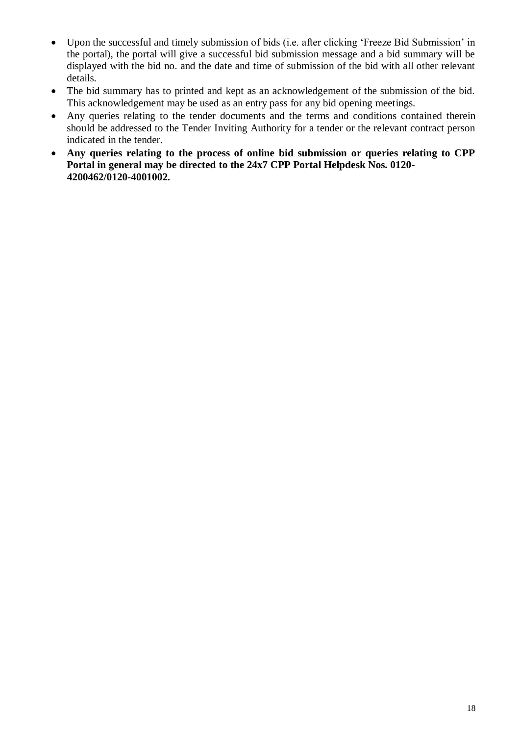- Upon the successful and timely submission of bids (i.e. after clicking 'Freeze Bid Submission' in the portal), the portal will give a successful bid submission message and a bid summary will be displayed with the bid no. and the date and time of submission of the bid with all other relevant details.
- The bid summary has to printed and kept as an acknowledgement of the submission of the bid. This acknowledgement may be used as an entry pass for any bid opening meetings.
- Any queries relating to the tender documents and the terms and conditions contained therein should be addressed to the Tender Inviting Authority for a tender or the relevant contract person indicated in the tender.
- **Any queries relating to the process of online bid submission or queries relating to CPP Portal in general may be directed to the 24x7 CPP Portal Helpdesk Nos. 0120-4200462/0120-4001002.**